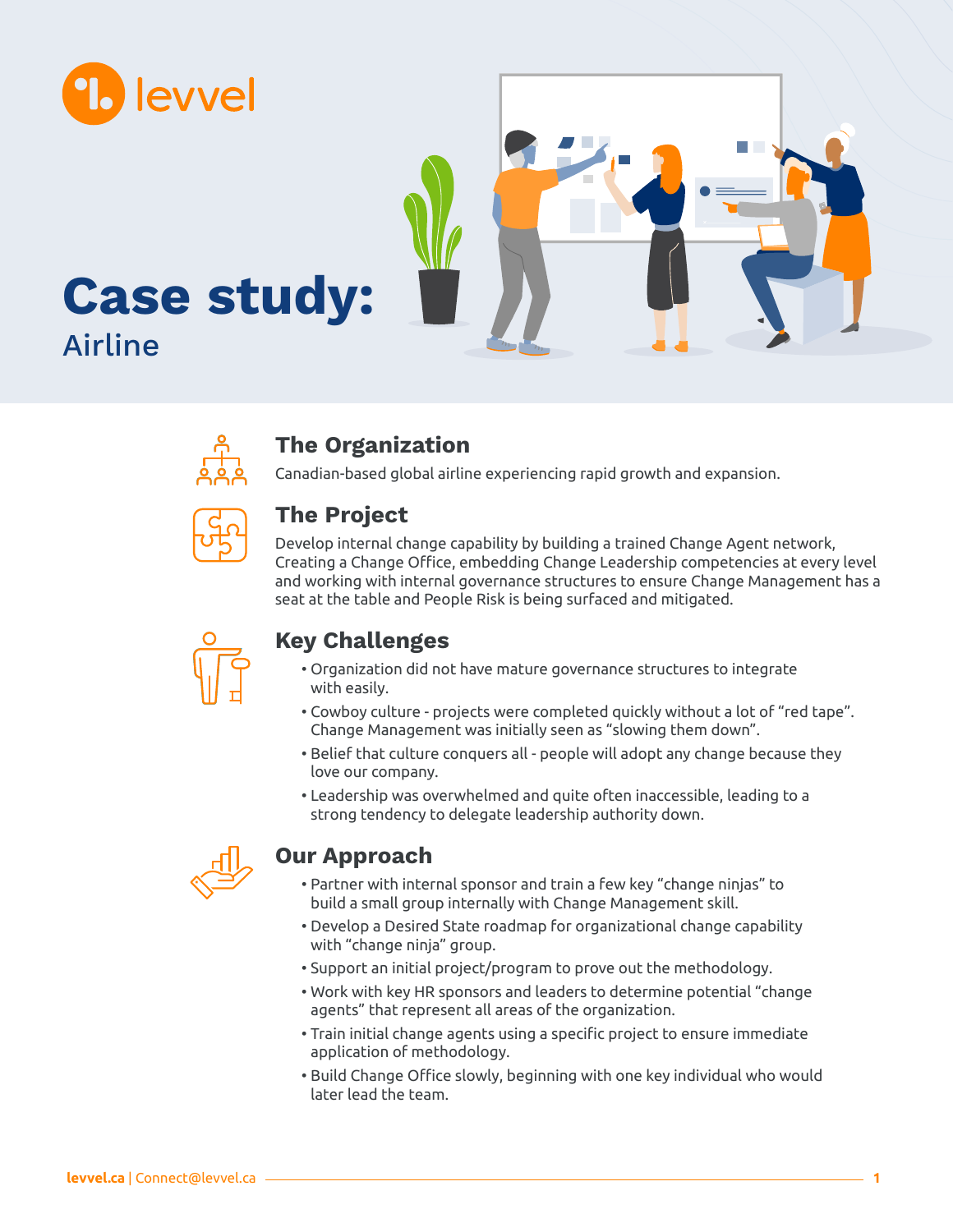levvel

# Case study:

Airline

## The Organization

Canadian-based global airline experiencing rapid growth and expansion.

## The Project

Develop internal change capability by building a trained Change Agent network, Creating a Change Office, embedding Change Leadership competencies at every level and working with internal governance structures to ensure Change Management has a seat at the table and People Risk is being surfaced and mitigated.

## Key Challenges

- Organization did not have mature governance structures to integrate with easily.
- Cowboy culture - projects were completed quickly without a lot of “red tape”. Change Management was initially seen as “slowing them down”.
- Belief that culture conquers all - people will adopt any change because they love our company.
- Leadership was overwhelmed and quite often inaccessible, leading to a strong tendency to delegate leadership authority down.

## Our Approach

- Partner with internal sponsor and train a few key “change ninjas” to build a small group internally with Change Management skill.
- Develop a Desired State roadmap for organizational change capability with “change ninja” group.
- Support an initial project/program to prove out the methodology.
- Work with key HR sponsors and leaders to determine potential “change agents” that represent all areas of the organization.
- Train initial change agents using a specific project to ensure immediate application of methodology.
- Build Change Office slowly, beginning with one key individual who would later lead the team.

**levvel.ca** | Connect@levvel.ca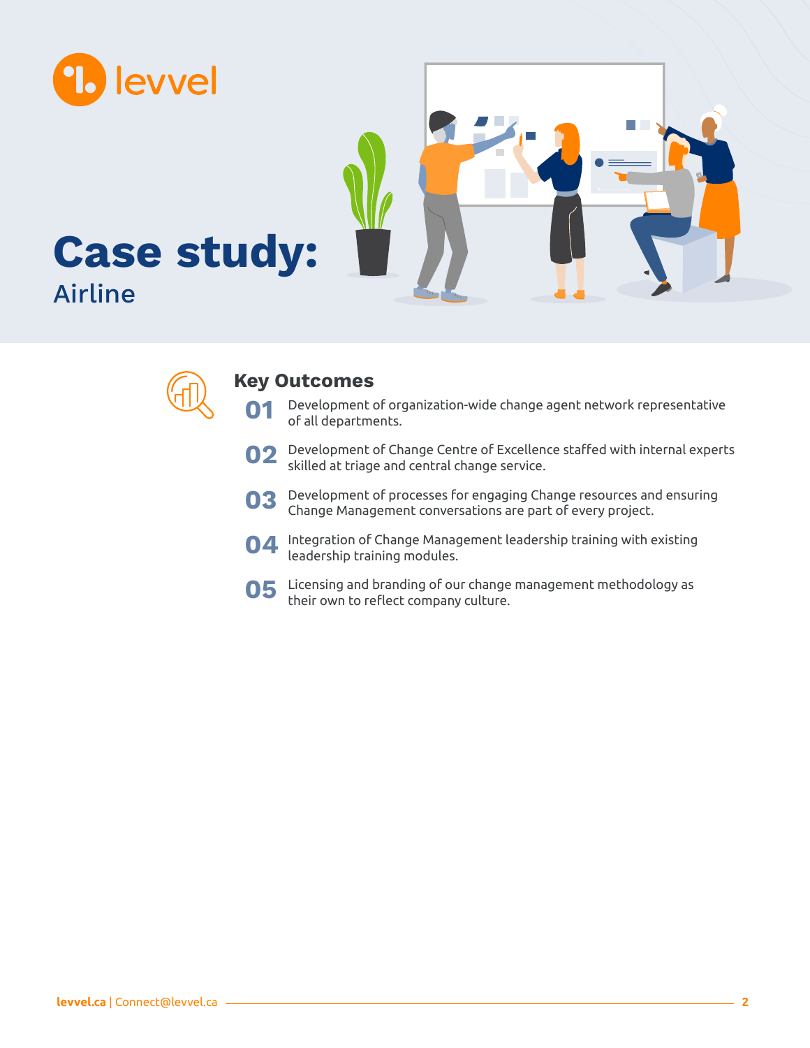levvel

# Case study:

## Airline

### Key Outcomes

**01** Development of organization-wide change agent network representative of all departments.

**02** Development of Change Centre of Excellence staffed with internal experts skilled at triage and central change service.

**03** Development of processes for engaging Change resources and ensuring Change Management conversations are part of every project.

**04** Integration of Change Management leadership training with existing leadership training modules.

**05** Licensing and branding of our change management methodology as their own to reflect company culture.